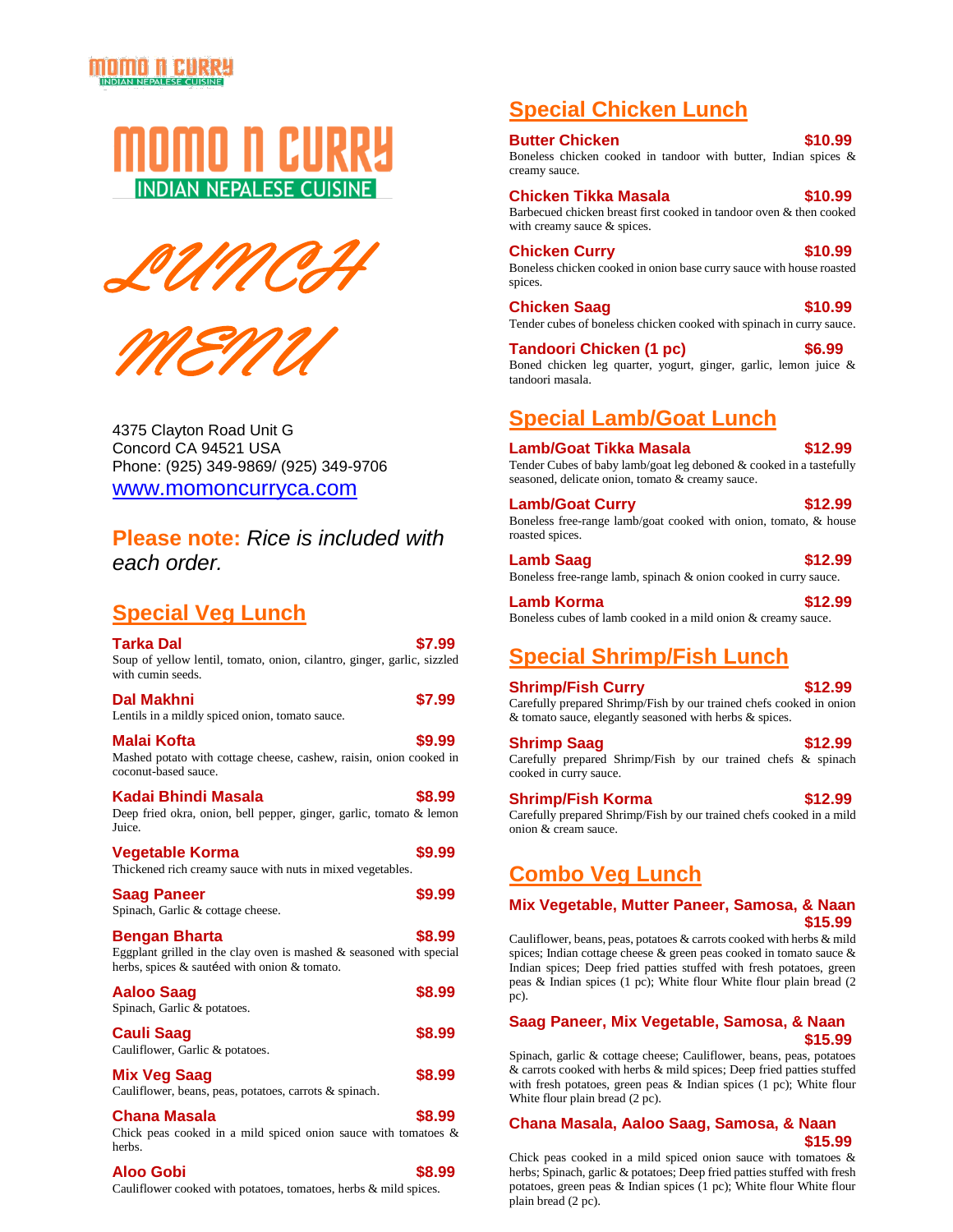# MOMO N CURRY

INDIAN NEPALESE CUISINE

# LUNCH MENU

4375 Clayton Road Unit G
Concord CA 94521 USA
Phone: (925) 349-9869/ (925) 349-9706
www.momoncurryca.com

**Please note:** *Rice is included with each order.*

## Special Veg Lunch

**Tarka Dal** — **$7.99**
Soup of yellow lentil, tomato, onion, cilantro, ginger, garlic, sizzled with cumin seeds.

**Dal Makhni** — **$7.99**
Lentils in a mildly spiced onion, tomato sauce.

**Malai Kofta** — **$9.99**
Mashed potato with cottage cheese, cashew, raisin, onion cooked in coconut-based sauce.

**Kadai Bhindi Masala** — **$8.99**
Deep fried okra, onion, bell pepper, ginger, garlic, tomato & lemon Juice.

**Vegetable Korma** — **$9.99**
Thickened rich creamy sauce with nuts in mixed vegetables.

**Saag Paneer** — **$9.99**
Spinach, Garlic & cottage cheese.

**Bengan Bharta** — **$8.99**
Eggplant grilled in the clay oven is mashed & seasoned with special herbs, spices & sautéed with onion & tomato.

**Aaloo Saag** — **$8.99**
Spinach, Garlic & potatoes.

**Cauli Saag** — **$8.99**
Cauliflower, Garlic & potatoes.

**Mix Veg Saag** — **$8.99**
Cauliflower, beans, peas, potatoes, carrots & spinach.

**Chana Masala** — **$8.99**
Chick peas cooked in a mild spiced onion sauce with tomatoes & herbs.

**Aloo Gobi** — **$8.99**
Cauliflower cooked with potatoes, tomatoes, herbs & mild spices.

## Special Chicken Lunch

**Butter Chicken** — **$10.99**
Boneless chicken cooked in tandoor with butter, Indian spices & creamy sauce.

**Chicken Tikka Masala** — **$10.99**
Barbecued chicken breast first cooked in tandoor oven & then cooked with creamy sauce & spices.

**Chicken Curry** — **$10.99**
Boneless chicken cooked in onion base curry sauce with house roasted spices.

**Chicken Saag** — **$10.99**
Tender cubes of boneless chicken cooked with spinach in curry sauce.

**Tandoori Chicken (1 pc)** — **$6.99**
Boned chicken leg quarter, yogurt, ginger, garlic, lemon juice & tandoori masala.

## Special Lamb/Goat Lunch

**Lamb/Goat Tikka Masala** — **$12.99**
Tender Cubes of baby lamb/goat leg deboned & cooked in a tastefully seasoned, delicate onion, tomato & creamy sauce.

**Lamb/Goat Curry** — **$12.99**
Boneless free-range lamb/goat cooked with onion, tomato, & house roasted spices.

**Lamb Saag** — **$12.99**
Boneless free-range lamb, spinach & onion cooked in curry sauce.

**Lamb Korma** — **$12.99**
Boneless cubes of lamb cooked in a mild onion & creamy sauce.

## Special Shrimp/Fish Lunch

**Shrimp/Fish Curry** — **$12.99**
Carefully prepared Shrimp/Fish by our trained chefs cooked in onion & tomato sauce, elegantly seasoned with herbs & spices.

**Shrimp Saag** — **$12.99**
Carefully prepared Shrimp/Fish by our trained chefs & spinach cooked in curry sauce.

**Shrimp/Fish Korma** — **$12.99**
Carefully prepared Shrimp/Fish by our trained chefs cooked in a mild onion & cream sauce.

## Combo Veg Lunch

**Mix Vegetable, Mutter Paneer, Samosa, & Naan** — **$15.99**
Cauliflower, beans, peas, potatoes & carrots cooked with herbs & mild spices; Indian cottage cheese & green peas cooked in tomato sauce & Indian spices; Deep fried patties stuffed with fresh potatoes, green peas & Indian spices (1 pc); White flour White flour plain bread (2 pc).

**Saag Paneer, Mix Vegetable, Samosa, & Naan** — **$15.99**
Spinach, garlic & cottage cheese; Cauliflower, beans, peas, potatoes & carrots cooked with herbs & mild spices; Deep fried patties stuffed with fresh potatoes, green peas & Indian spices (1 pc); White flour White flour plain bread (2 pc).

**Chana Masala, Aaloo Saag, Samosa, & Naan** — **$15.99**
Chick peas cooked in a mild spiced onion sauce with tomatoes & herbs; Spinach, garlic & potatoes; Deep fried patties stuffed with fresh potatoes, green peas & Indian spices (1 pc); White flour White flour plain bread (2 pc).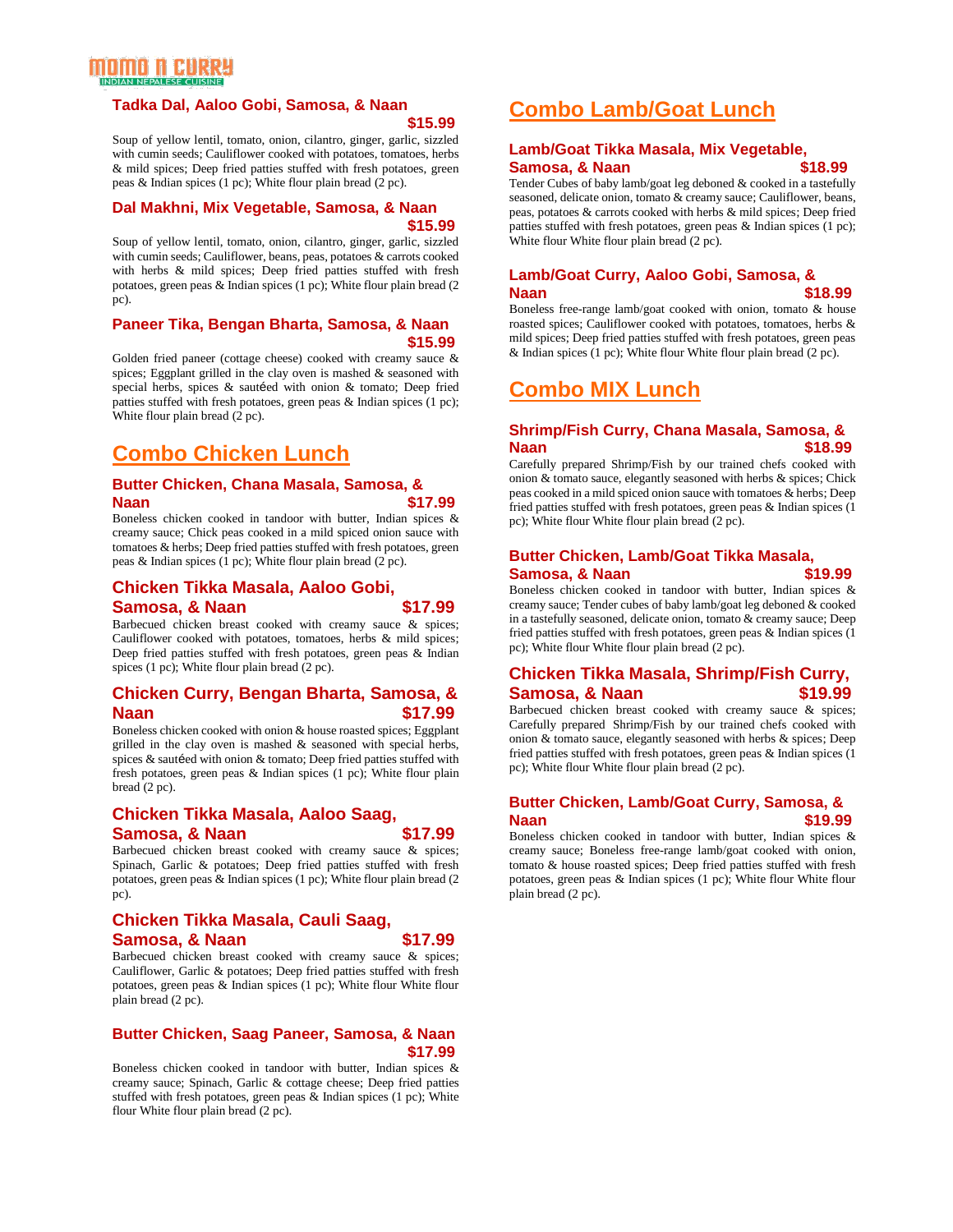MOMO N CURRY
INDIAN NEPALESE CUISINE

### Tadka Dal, Aaloo Gobi, Samosa, & Naan $15.99

Soup of yellow lentil, tomato, onion, cilantro, ginger, garlic, sizzled with cumin seeds; Cauliflower cooked with potatoes, tomatoes, herbs & mild spices; Deep fried patties stuffed with fresh potatoes, green peas & Indian spices (1 pc); White flour plain bread (2 pc).

### Dal Makhni, Mix Vegetable, Samosa, & Naan $15.99

Soup of yellow lentil, tomato, onion, cilantro, ginger, garlic, sizzled with cumin seeds; Cauliflower, beans, peas, potatoes & carrots cooked with herbs & mild spices; Deep fried patties stuffed with fresh potatoes, green peas & Indian spices (1 pc); White flour plain bread (2 pc).

### Paneer Tika, Bengan Bharta, Samosa, & Naan $15.99

Golden fried paneer (cottage cheese) cooked with creamy sauce & spices; Eggplant grilled in the clay oven is mashed & seasoned with special herbs, spices & sautéed with onion & tomato; Deep fried patties stuffed with fresh potatoes, green peas & Indian spices (1 pc); White flour plain bread (2 pc).

## Combo Chicken Lunch

### Butter Chicken, Chana Masala, Samosa, & Naan $17.99

Boneless chicken cooked in tandoor with butter, Indian spices & creamy sauce; Chick peas cooked in a mild spiced onion sauce with tomatoes & herbs; Deep fried patties stuffed with fresh potatoes, green peas & Indian spices (1 pc); White flour plain bread (2 pc).

### Chicken Tikka Masala, Aaloo Gobi, Samosa, & Naan $17.99

Barbecued chicken breast cooked with creamy sauce & spices; Cauliflower cooked with potatoes, tomatoes, herbs & mild spices; Deep fried patties stuffed with fresh potatoes, green peas & Indian spices (1 pc); White flour plain bread (2 pc).

### Chicken Curry, Bengan Bharta, Samosa, & Naan $17.99

Boneless chicken cooked with onion & house roasted spices; Eggplant grilled in the clay oven is mashed & seasoned with special herbs, spices & sautéed with onion & tomato; Deep fried patties stuffed with fresh potatoes, green peas & Indian spices (1 pc); White flour plain bread (2 pc).

### Chicken Tikka Masala, Aaloo Saag, Samosa, & Naan $17.99

Barbecued chicken breast cooked with creamy sauce & spices; Spinach, Garlic & potatoes; Deep fried patties stuffed with fresh potatoes, green peas & Indian spices (1 pc); White flour plain bread (2 pc).

### Chicken Tikka Masala, Cauli Saag, Samosa, & Naan $17.99

Barbecued chicken breast cooked with creamy sauce & spices; Cauliflower, Garlic & potatoes; Deep fried patties stuffed with fresh potatoes, green peas & Indian spices (1 pc); White flour White flour plain bread (2 pc).

### Butter Chicken, Saag Paneer, Samosa, & Naan $17.99

Boneless chicken cooked in tandoor with butter, Indian spices & creamy sauce; Spinach, Garlic & cottage cheese; Deep fried patties stuffed with fresh potatoes, green peas & Indian spices (1 pc); White flour White flour plain bread (2 pc).

## Combo Lamb/Goat Lunch

### Lamb/Goat Tikka Masala, Mix Vegetable, Samosa, & Naan $18.99

Tender Cubes of baby lamb/goat leg deboned & cooked in a tastefully seasoned, delicate onion, tomato & creamy sauce; Cauliflower, beans, peas, potatoes & carrots cooked with herbs & mild spices; Deep fried patties stuffed with fresh potatoes, green peas & Indian spices (1 pc); White flour White flour plain bread (2 pc).

### Lamb/Goat Curry, Aaloo Gobi, Samosa, & Naan $18.99

Boneless free-range lamb/goat cooked with onion, tomato & house roasted spices; Cauliflower cooked with potatoes, tomatoes, herbs & mild spices; Deep fried patties stuffed with fresh potatoes, green peas & Indian spices (1 pc); White flour White flour plain bread (2 pc).

## Combo MIX Lunch

### Shrimp/Fish Curry, Chana Masala, Samosa, & Naan $18.99

Carefully prepared Shrimp/Fish by our trained chefs cooked with onion & tomato sauce, elegantly seasoned with herbs & spices; Chick peas cooked in a mild spiced onion sauce with tomatoes & herbs; Deep fried patties stuffed with fresh potatoes, green peas & Indian spices (1 pc); White flour White flour plain bread (2 pc).

### Butter Chicken, Lamb/Goat Tikka Masala, Samosa, & Naan $19.99

Boneless chicken cooked in tandoor with butter, Indian spices & creamy sauce; Tender cubes of baby lamb/goat leg deboned & cooked in a tastefully seasoned, delicate onion, tomato & creamy sauce; Deep fried patties stuffed with fresh potatoes, green peas & Indian spices (1 pc); White flour White flour plain bread (2 pc).

### Chicken Tikka Masala, Shrimp/Fish Curry, Samosa, & Naan $19.99

Barbecued chicken breast cooked with creamy sauce & spices; Carefully prepared Shrimp/Fish by our trained chefs cooked with onion & tomato sauce, elegantly seasoned with herbs & spices; Deep fried patties stuffed with fresh potatoes, green peas & Indian spices (1 pc); White flour White flour plain bread (2 pc).

### Butter Chicken, Lamb/Goat Curry, Samosa, & Naan $19.99

Boneless chicken cooked in tandoor with butter, Indian spices & creamy sauce; Boneless free-range lamb/goat cooked with onion, tomato & house roasted spices; Deep fried patties stuffed with fresh potatoes, green peas & Indian spices (1 pc); White flour White flour plain bread (2 pc).